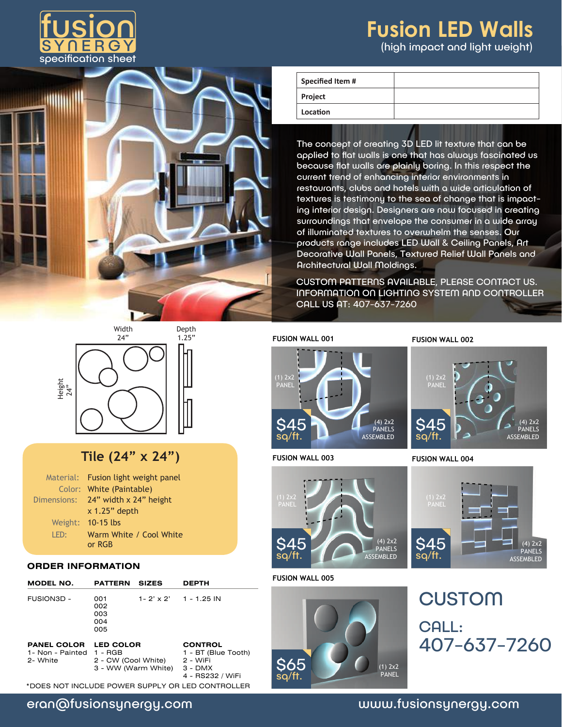# fusion SYNERGY

specification sheet

# Fusion LED Walls

(high impact and light weight)

| Specified Item # | |
|---|---|
| Project | |
| Location | |

The concept of creating 3D LED lit texture that can be applied to flat walls is one that has always fascinated us because flat walls are plainly boring. In this respect the current trend of enhancing interior environments in restaurants, clubs and hotels with a wide articulation of textures is testimony to the sea of change that is impacting interior design. Designers are now focused in creating surroundings that envelope the consumer in a wide array of illuminated textures to overwhelm the senses. Our products range includes LED Wall & Ceiling Panels, Art Decorative Wall Panels, Textured Relief Wall Panels and Architectural Wall Moldings.

CUSTOM PATTERNS AVAILABLE, PLEASE CONTACT US.
INFORMATION ON LIGHTING SYSTEM AND CONTROLLER
CALL US AT: 407-637-7260

Width 24”
Depth 1.25”
Height 24”

## Tile (24” x 24”)

- **Material:** Fusion light weight panel
- **Color:** White (Paintable)
- **Dimensions:** 24” width x 24” height x 1.25” depth
- **Weight:** 10-15 lbs
- **LED:** Warm White / Cool White or RGB

### ORDER INFORMATION

| MODEL NO. | PATTERN | SIZES | DEPTH |
|---|---|---|---|
| FUSION3D - | 001<br>002<br>003<br>004<br>005 | 1- 2' x 2' | 1 - 1.25 IN |

| PANEL COLOR | LED COLOR | CONTROL |
|---|---|---|
| 1- Non - Painted<br>2- White | 1 - RGB<br>2 - CW (Cool White)<br>3 - WW (Warm White) | 1 - BT (Blue Tooth)<br>2 - WiFi<br>3 - DMX<br>4 - RS232 / WiFi |

*DOES NOT INCLUDE POWER SUPPLY OR LED CONTROLLER

### FUSION WALL 001

(1) 2x2 PANEL — (4) 2x2 PANELS ASSEMBLED — $45 sq/ft.

### FUSION WALL 002

(1) 2x2 PANEL — (4) 2x2 PANELS ASSEMBLED — $45 sq/ft.

### FUSION WALL 003

(1) 2x2 PANEL — (4) 2x2 PANELS ASSEMBLED — $45 sq/ft.

### FUSION WALL 004

(1) 2x2 PANEL — (4) 2x2 PANELS ASSEMBLED — $45 sq/ft.

### FUSION WALL 005

(1) 2x2 PANEL — $65 sq/ft.

## CUSTOM

CALL:
407-637-7260

eran@fusionsynergy.com — www.fusionsynergy.com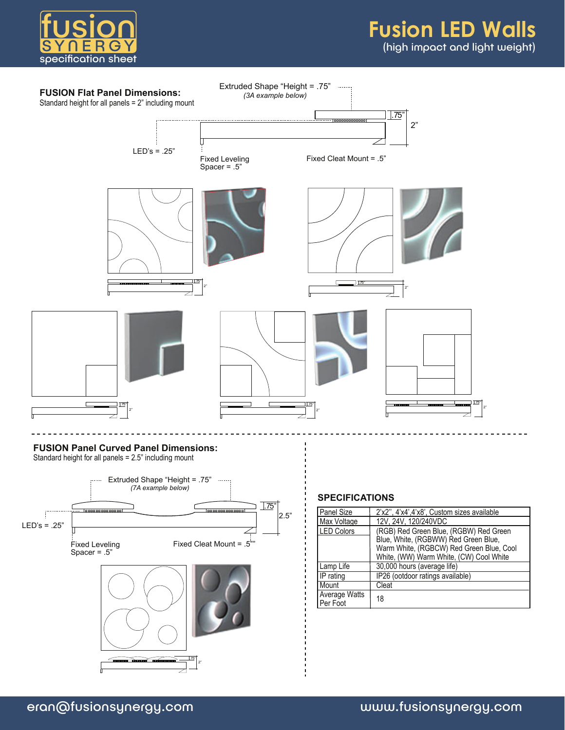# Fusion LED Walls

(high impact and light weight)

## FUSION Flat Panel Dimensions:

Standard height for all panels = 2" including mount

Extruded Shape "Height = .75"
*(3A example below)*

.75"

2"

LED's = .25"

Fixed Leveling Spacer = .5"

Fixed Cleat Mount = .5"

## FUSION Panel Curved Panel Dimensions:

Standard height for all panels = 2.5" including mount

Extruded Shape "Height = .75"
*(7A example below)*

.75"

2.5"

LED's = .25"

Fixed Leveling Spacer = .5"

Fixed Cleat Mount = .5""

## SPECIFICATIONS

| | |
|---|---|
| Panel Size | 2'x2'', 4'x4',4'x8', Custom sizes available |
| Max Voltage | 12V, 24V, 120/240VDC |
| LED Colors | (RGB) Red Green Blue, (RGBW) Red Green Blue, White, (RGBWW) Red Green Blue, Warm White, (RGBCW) Red Green Blue, Cool White, (WW) Warm White, (CW) Cool White |
| Lamp Life | 30,000 hours (average life) |
| IP rating | IP26 (ootdoor ratings available) |
| Mount | Cleat |
| Average Watts Per Foot | 18 |

eran@fusionsynergy.com

www.fusionsynergy.com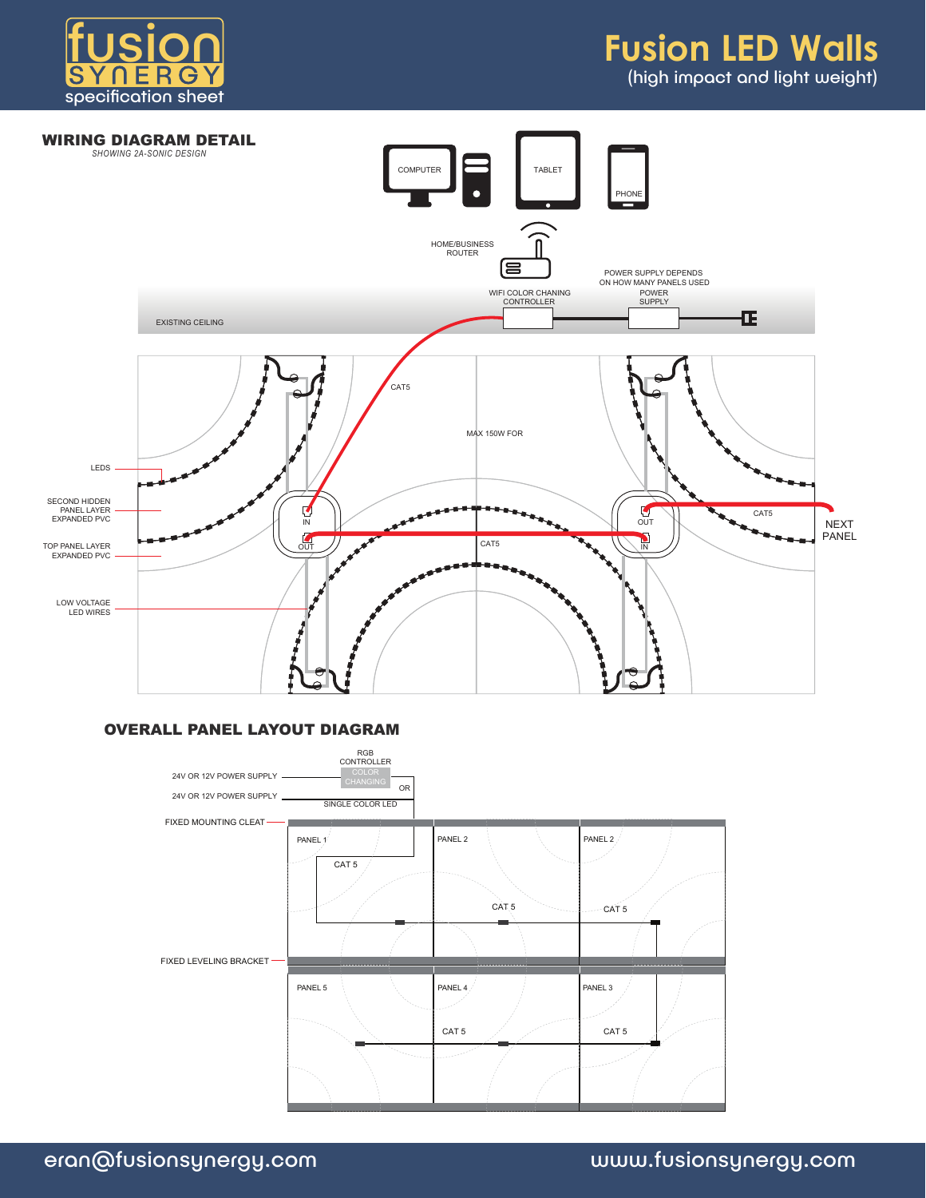# Fusion LED Walls

(high impact and light weight)

fusion SYNERGY specification sheet

## WIRING DIAGRAM DETAIL

*SHOWING 2A-SONIC DESIGN*

COMPUTER

TABLET

PHONE

HOME/BUSINESS ROUTER

WIFI COLOR CHANING CONTROLLER

POWER SUPPLY DEPENDS ON HOW MANY PANELS USED

POWER SUPPLY

EXISTING CEILING

CAT5

MAX 150W FOR

LEDS

SECOND HIDDEN PANEL LAYER EXPANDED PVC

TOP PANEL LAYER EXPANDED PVC

LOW VOLTAGE LED WIRES

IN

OUT

CAT5

OUT

IN

CAT5

NEXT PANEL

## OVERALL PANEL LAYOUT DIAGRAM

RGB CONTROLLER

24V OR 12V POWER SUPPLY

COLOR CHANGING

OR

24V OR 12V POWER SUPPLY

SINGLE COLOR LED

FIXED MOUNTING CLEAT

PANEL 1

PANEL 2

PANEL 2

CAT 5

CAT 5

CAT 5

FIXED LEVELING BRACKET

PANEL 5

PANEL 4

PANEL 3

CAT 5

CAT 5

eran@fusionsynergy.com

www.fusionsynergy.com